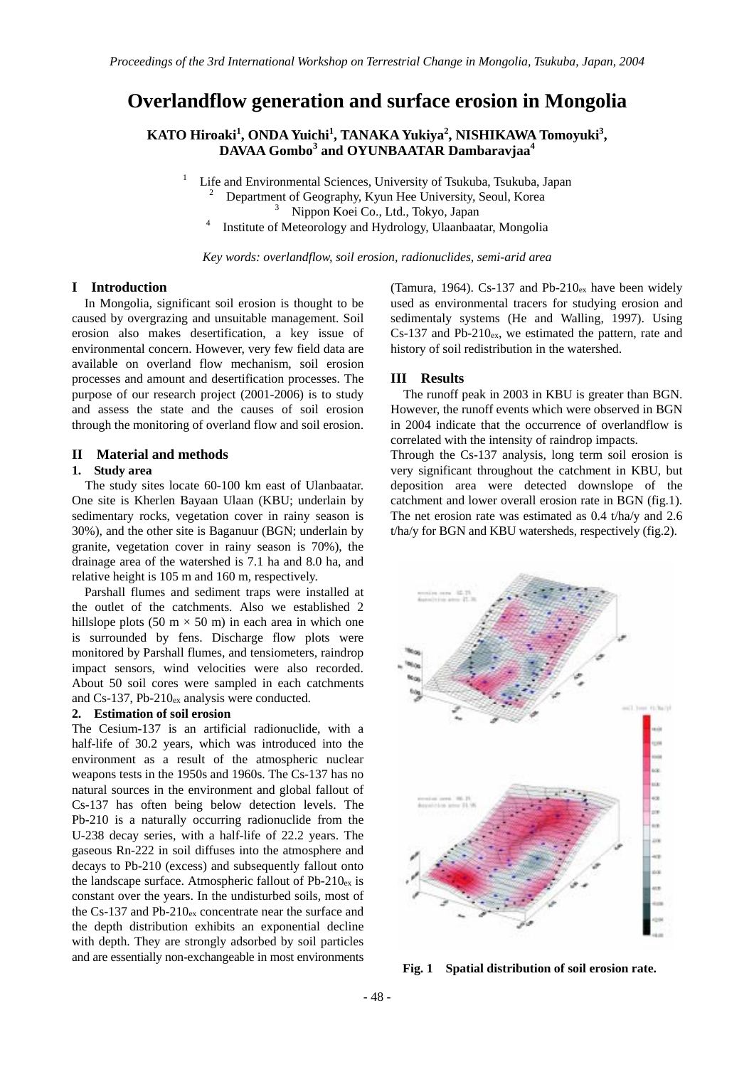# Overlandflow generation and surface erosion in Mongolia

**KATO Hiroaki[1], ONDA Yuichi[1], TANAKA Yukiya[2], NISHIKAWA Tomoyuki[3], DAVAA Gombo[3] and OYUNBAATAR Dambaravjaa[4]**

[1] Life and Environmental Sciences, University of Tsukuba, Tsukuba, Japan
[2] Department of Geography, Kyun Hee University, Seoul, Korea
[3] Nippon Koei Co., Ltd., Tokyo, Japan
[4] Institute of Meteorology and Hydrology, Ulaanbaatar, Mongolia

*Key words: overlandflow, soil erosion, radionuclides, semi-arid area*

## I Introduction

In Mongolia, significant soil erosion is thought to be caused by overgrazing and unsuitable management. Soil erosion also makes desertification, a key issue of environmental concern. However, very few field data are available on overland flow mechanism, soil erosion processes and amount and desertification processes. The purpose of our research project (2001-2006) is to study and assess the state and the causes of soil erosion through the monitoring of overland flow and soil erosion.

## II Material and methods

### 1. Study area

The study sites locate 60-100 km east of Ulanbaatar. One site is Kherlen Bayaan Ulaan (KBU; underlain by sedimentary rocks, vegetation cover in rainy season is 30%), and the other site is Baganuur (BGN; underlain by granite, vegetation cover in rainy season is 70%), the drainage area of the watershed is 7.1 ha and 8.0 ha, and relative height is 105 m and 160 m, respectively.

Parshall flumes and sediment traps were installed at the outlet of the catchments. Also we established 2 hillslope plots (50 m × 50 m) in each area in which one is surrounded by fens. Discharge flow plots were monitored by Parshall flumes, and tensiometers, raindrop impact sensors, wind velocities were also recorded. About 50 soil cores were sampled in each catchments and Cs-137, Pb-$210_{ex}$ analysis were conducted.

### 2. Estimation of soil erosion

The Cesium-137 is an artificial radionuclide, with a half-life of 30.2 years, which was introduced into the environment as a result of the atmospheric nuclear weapons tests in the 1950s and 1960s. The Cs-137 has no natural sources in the environment and global fallout of Cs-137 has often being below detection levels. The Pb-210 is a naturally occurring radionuclide from the U-238 decay series, with a half-life of 22.2 years. The gaseous Rn-222 in soil diffuses into the atmosphere and decays to Pb-210 (excess) and subsequently fallout onto the landscape surface. Atmospheric fallout of Pb-$210_{ex}$ is constant over the years. In the undisturbed soils, most of the Cs-137 and Pb-$210_{ex}$ concentrate near the surface and the depth distribution exhibits an exponential decline with depth. They are strongly adsorbed by soil particles and are essentially non-exchangeable in most environments (Tamura, 1964). Cs-137 and Pb-$210_{ex}$ have been widely used as environmental tracers for studying erosion and sedimentaly systems (He and Walling, 1997). Using Cs-137 and Pb-$210_{ex}$, we estimated the pattern, rate and history of soil redistribution in the watershed.

## III Results

The runoff peak in 2003 in KBU is greater than BGN. However, the runoff events which were observed in BGN in 2004 indicate that the occurrence of overlandflow is correlated with the intensity of raindrop impacts.

Through the Cs-137 analysis, long term soil erosion is very significant throughout the catchment in KBU, but deposition area were detected downslope of the catchment and lower overall erosion rate in BGN (fig.1). The net erosion rate was estimated as 0.4 t/ha/y and 2.6 t/ha/y for BGN and KBU watersheds, respectively (fig.2).

**Fig. 1 Spatial distribution of soil erosion rate.**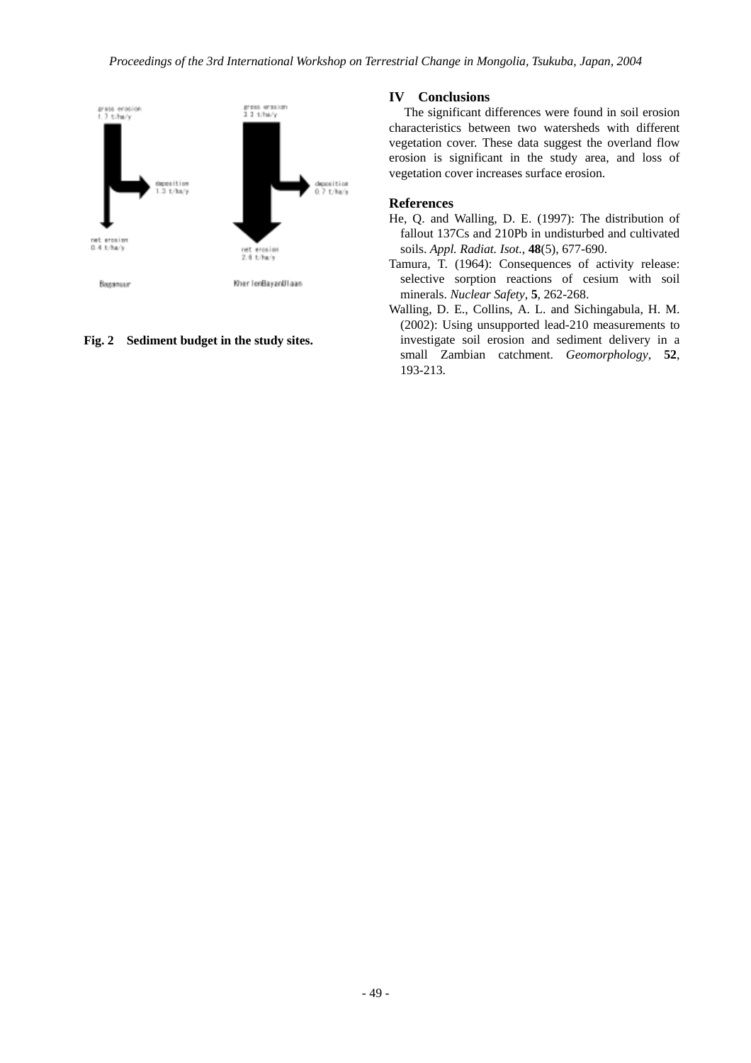gross erosion
1.7 t/ha/y

deposition
1.3 t/ha/y

net erosion
0.4 t/ha/y

Baganuur

gross erosion
3.3 t/ha/y

deposition
0.7 t/ha/y

net erosion
2.6 t/ha/y

KherlenBayanUlaan

**Fig. 2 Sediment budget in the study sites.**

## IV Conclusions

The significant differences were found in soil erosion characteristics between two watersheds with different vegetation cover. These data suggest the overland flow erosion is significant in the study area, and loss of vegetation cover increases surface erosion.

## References

He, Q. and Walling, D. E. (1997): The distribution of fallout 137Cs and 210Pb in undisturbed and cultivated soils. *Appl. Radiat. Isot.*, **48**(5), 677-690.

Tamura, T. (1964): Consequences of activity release: selective sorption reactions of cesium with soil minerals. *Nuclear Safety*, **5**, 262-268.

Walling, D. E., Collins, A. L. and Sichingabula, H. M. (2002): Using unsupported lead-210 measurements to investigate soil erosion and sediment delivery in a small Zambian catchment. *Geomorphology*, **52**, 193-213.